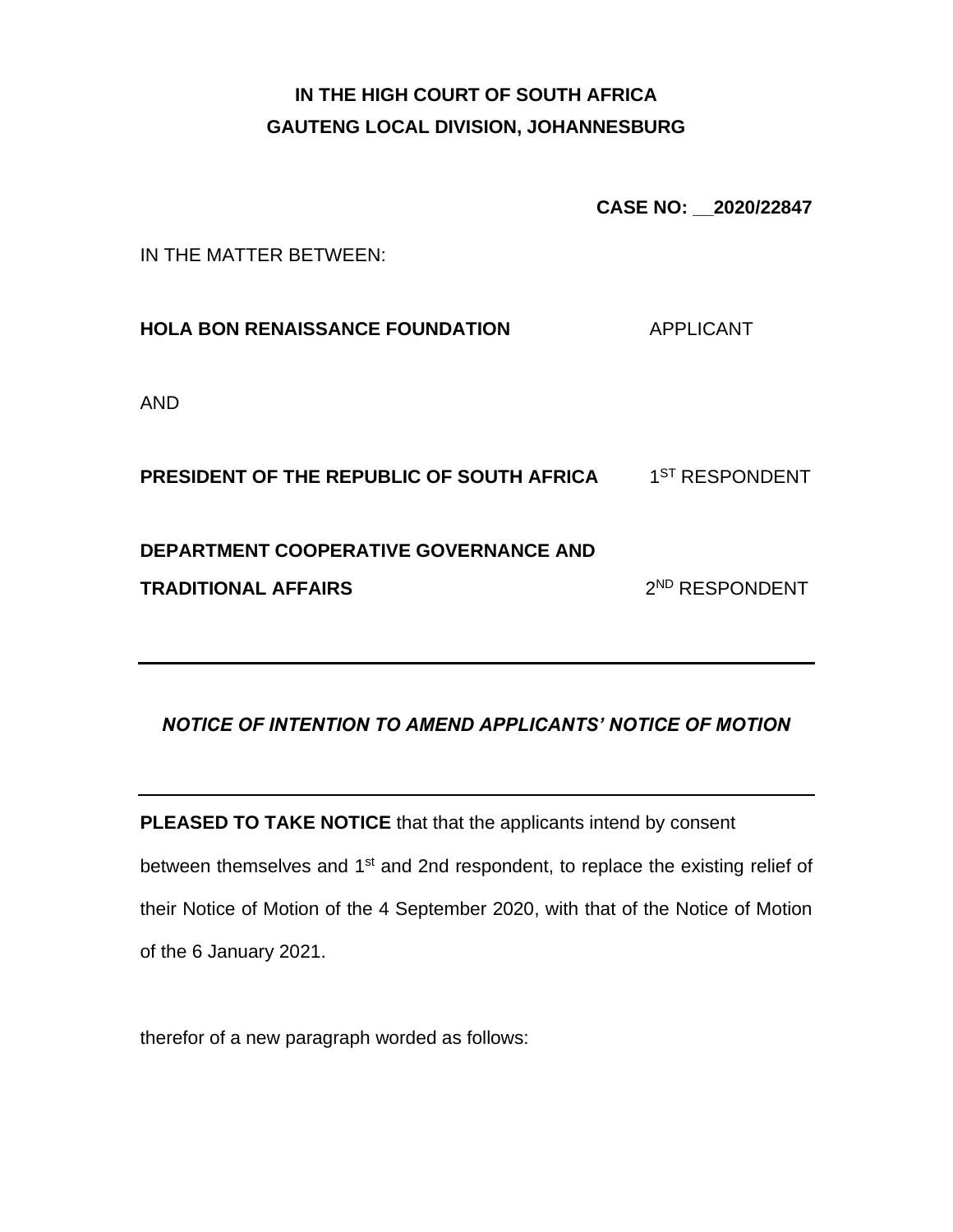**IN THE HIGH COURT OF SOUTH AFRICA**
**GAUTENG LOCAL DIVISION, JOHANNESBURG**

**CASE NO: __2020/22847**

IN THE MATTER BETWEEN:

**HOLA BON RENAISSANCE FOUNDATION** APPLICANT

AND

**PRESIDENT OF THE REPUBLIC OF SOUTH AFRICA** 1ST RESPONDENT

**DEPARTMENT COOPERATIVE GOVERNANCE AND TRADITIONAL AFFAIRS** 2ND RESPONDENT

---

***NOTICE OF INTENTION TO AMEND APPLICANTS' NOTICE OF MOTION***

---

**PLEASED TO TAKE NOTICE** that that the applicants intend by consent between themselves and 1st and 2nd respondent, to replace the existing relief of their Notice of Motion of the 4 September 2020, with that of the Notice of Motion of the 6 January 2021.

therefor of a new paragraph worded as follows: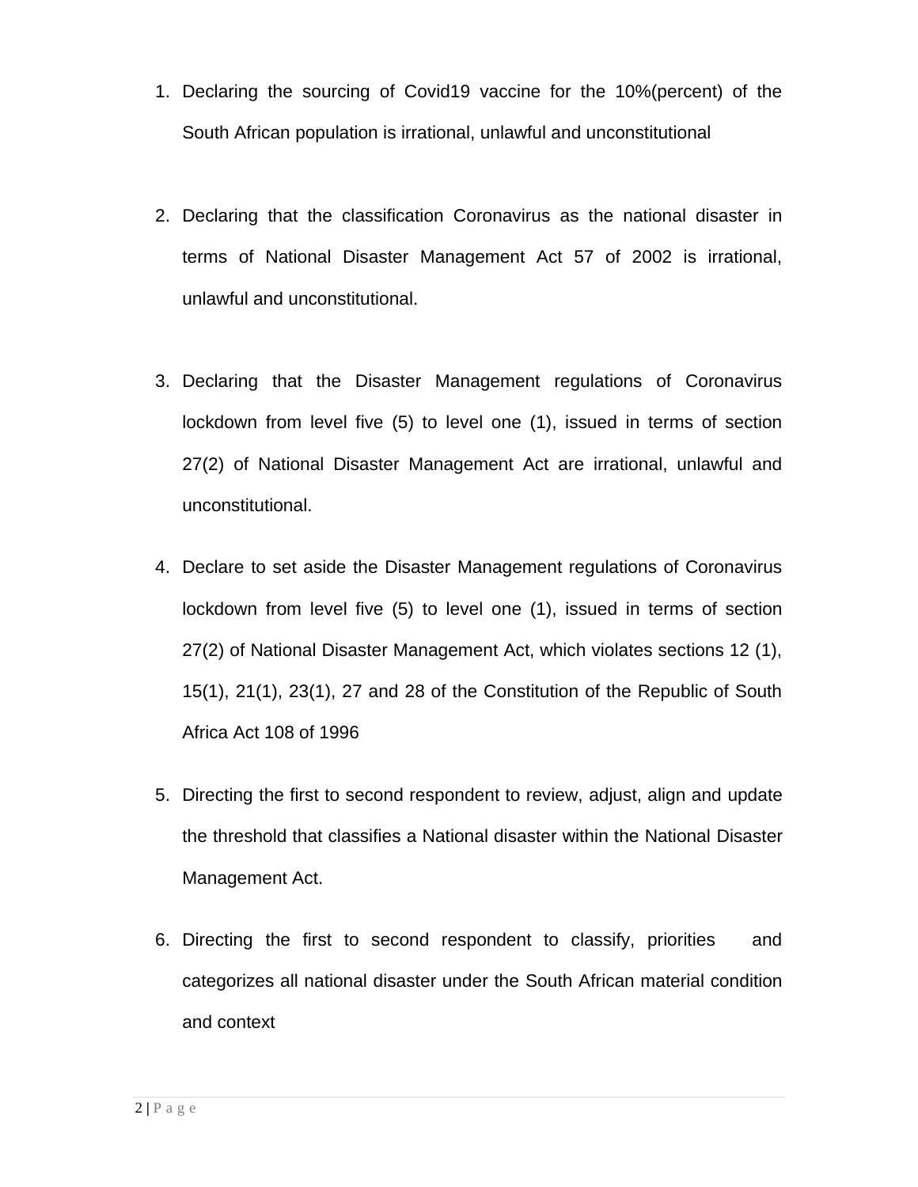1. Declaring the sourcing of Covid19 vaccine for the 10%(percent) of the South African population is irrational, unlawful and unconstitutional

2. Declaring that the classification Coronavirus as the national disaster in terms of National Disaster Management Act 57 of 2002 is irrational, unlawful and unconstitutional.

3. Declaring that the Disaster Management regulations of Coronavirus lockdown from level five (5) to level one (1), issued in terms of section 27(2) of National Disaster Management Act are irrational, unlawful and unconstitutional.

4. Declare to set aside the Disaster Management regulations of Coronavirus lockdown from level five (5) to level one (1), issued in terms of section 27(2) of National Disaster Management Act, which violates sections 12 (1), 15(1), 21(1), 23(1), 27 and 28 of the Constitution of the Republic of South Africa Act 108 of 1996

5. Directing the first to second respondent to review, adjust, align and update the threshold that classifies a National disaster within the National Disaster Management Act.

6. Directing the first to second respondent to classify, priorities and categorizes all national disaster under the South African material condition and context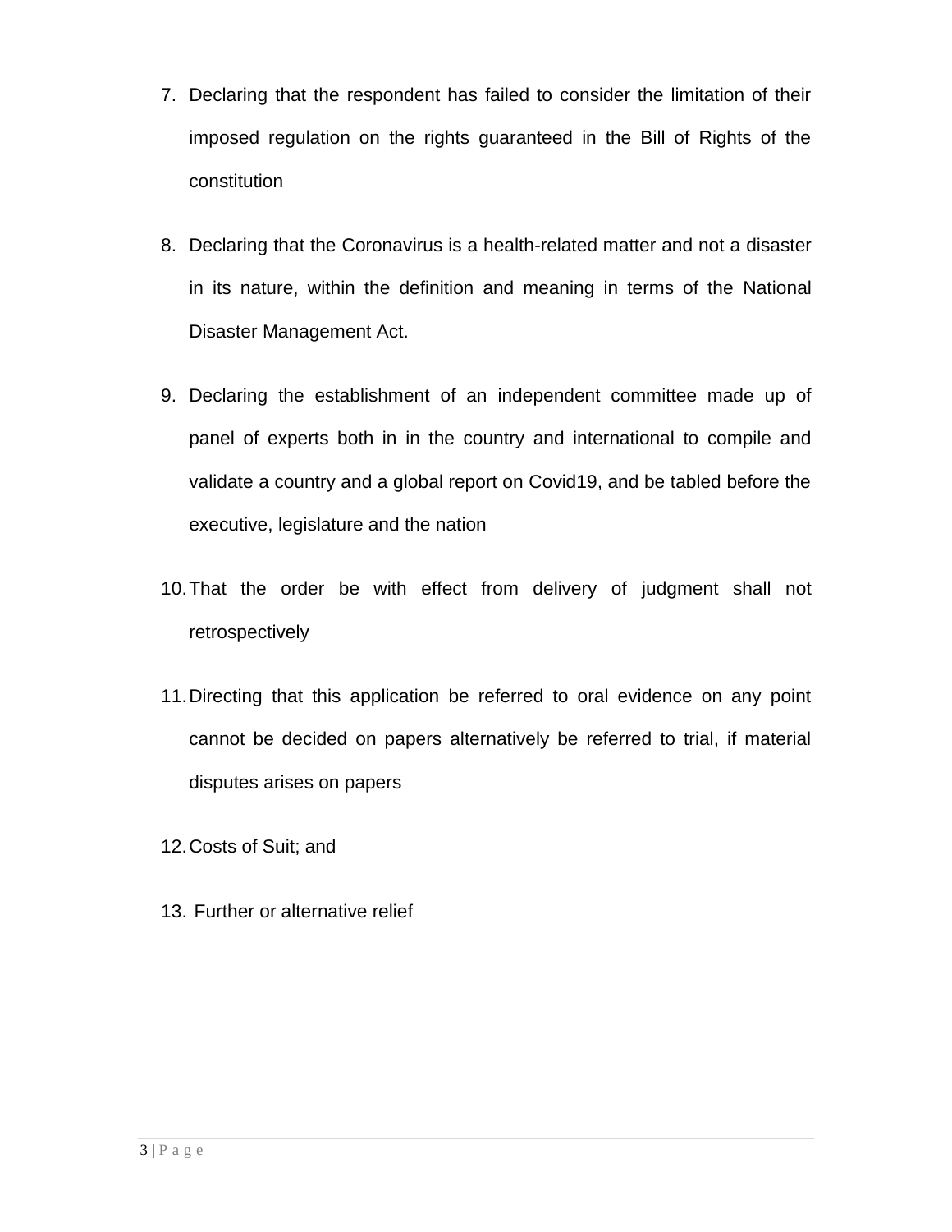7. Declaring that the respondent has failed to consider the limitation of their imposed regulation on the rights guaranteed in the Bill of Rights of the constitution

8. Declaring that the Coronavirus is a health-related matter and not a disaster in its nature, within the definition and meaning in terms of the National Disaster Management Act.

9. Declaring the establishment of an independent committee made up of panel of experts both in in the country and international to compile and validate a country and a global report on Covid19, and be tabled before the executive, legislature and the nation

10. That the order be with effect from delivery of judgment shall not retrospectively

11. Directing that this application be referred to oral evidence on any point cannot be decided on papers alternatively be referred to trial, if material disputes arises on papers

12. Costs of Suit; and

13. Further or alternative relief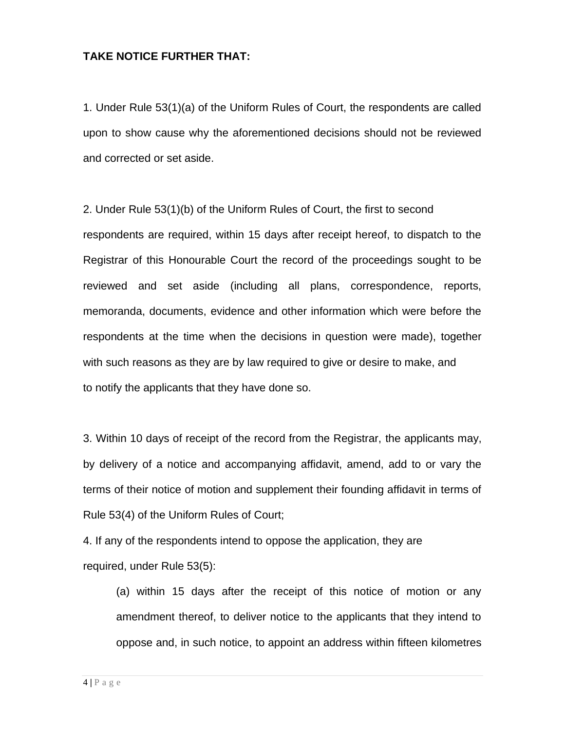**TAKE NOTICE FURTHER THAT:**

1. Under Rule 53(1)(a) of the Uniform Rules of Court, the respondents are called upon to show cause why the aforementioned decisions should not be reviewed and corrected or set aside.

2. Under Rule 53(1)(b) of the Uniform Rules of Court, the first to second respondents are required, within 15 days after receipt hereof, to dispatch to the Registrar of this Honourable Court the record of the proceedings sought to be reviewed and set aside (including all plans, correspondence, reports, memoranda, documents, evidence and other information which were before the respondents at the time when the decisions in question were made), together with such reasons as they are by law required to give or desire to make, and to notify the applicants that they have done so.

3. Within 10 days of receipt of the record from the Registrar, the applicants may, by delivery of a notice and accompanying affidavit, amend, add to or vary the terms of their notice of motion and supplement their founding affidavit in terms of Rule 53(4) of the Uniform Rules of Court;

4. If any of the respondents intend to oppose the application, they are required, under Rule 53(5):

   (a) within 15 days after the receipt of this notice of motion or any amendment thereof, to deliver notice to the applicants that they intend to oppose and, in such notice, to appoint an address within fifteen kilometres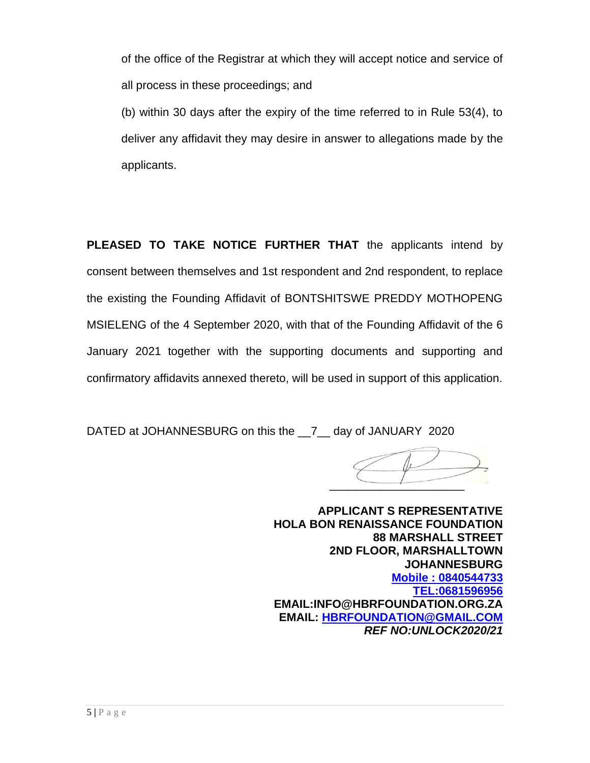of the office of the Registrar at which they will accept notice and service of all process in these proceedings; and

(b) within 30 days after the expiry of the time referred to in Rule 53(4), to deliver any affidavit they may desire in answer to allegations made by the applicants.

**PLEASED TO TAKE NOTICE FURTHER THAT** the applicants intend by consent between themselves and 1st respondent and 2nd respondent, to replace the existing the Founding Affidavit of BONTSHITSWE PREDDY MOTHOPENG MSIELENG of the 4 September 2020, with that of the Founding Affidavit of the 6 January 2021 together with the supporting documents and supporting and confirmatory affidavits annexed thereto, will be used in support of this application.

DATED at JOHANNESBURG on this the \_\_7\_\_ day of JANUARY 2020

\_\_\_\_\_\_\_\_\_\_\_\_\_\_\_\_\_\_\_\_\_\_

**APPLICANT S REPRESENTATIVE**
**HOLA BON RENAISSANCE FOUNDATION**
**88 MARSHALL STREET**
**2ND FLOOR, MARSHALLTOWN**
**JOHANNESBURG**
**Mobile : 0840544733**
**TEL:0681596956**
**EMAIL:INFO@HBRFOUNDATION.ORG.ZA**
**EMAIL: HBRFOUNDATION@GMAIL.COM**
***REF NO:UNLOCK2020/21***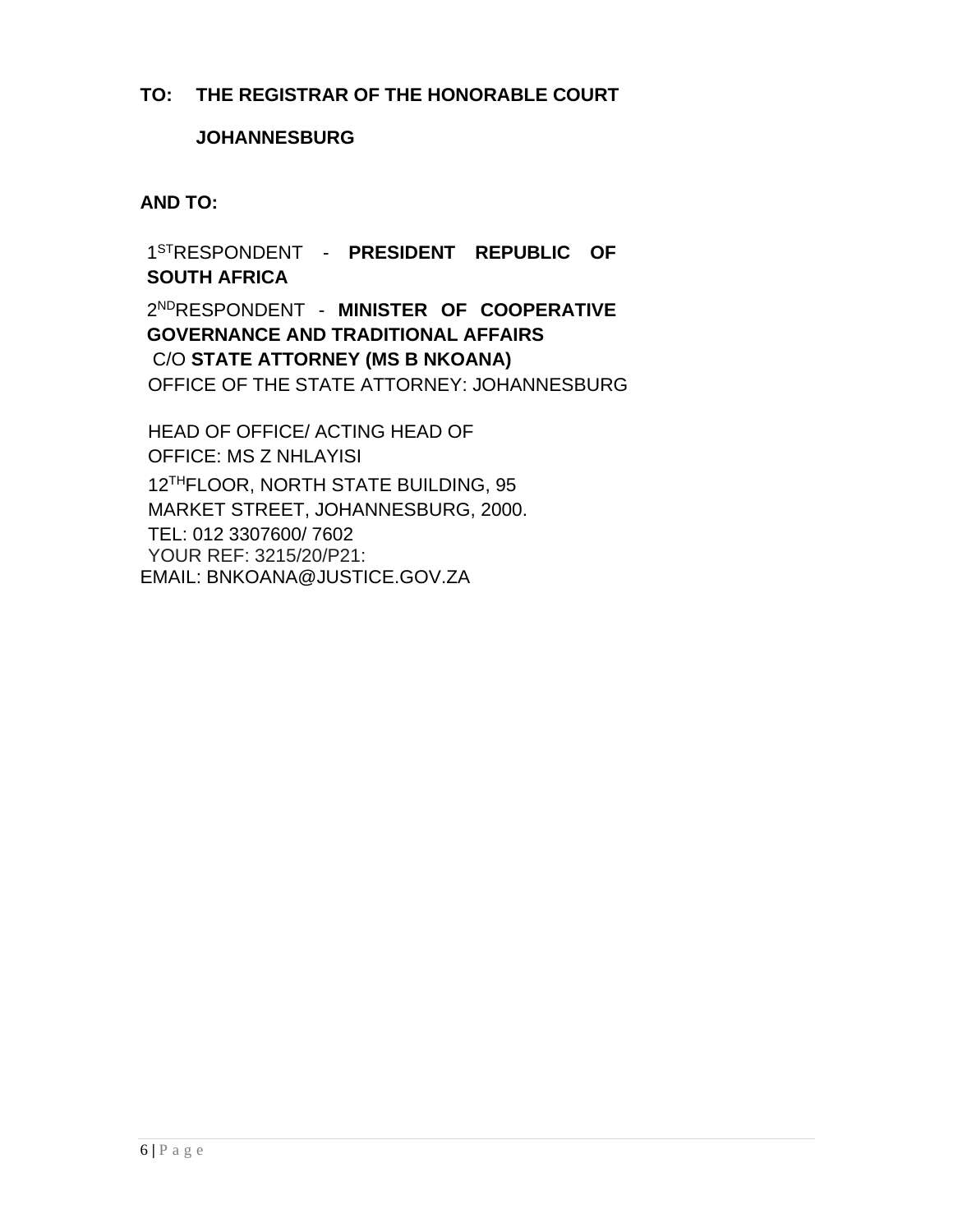**TO: THE REGISTRAR OF THE HONORABLE COURT**

**JOHANNESBURG**

**AND TO:**

1[ST]RESPONDENT - **PRESIDENT REPUBLIC OF SOUTH AFRICA**

2[ND]RESPONDENT - **MINISTER OF COOPERATIVE GOVERNANCE AND TRADITIONAL AFFAIRS**
C/O **STATE ATTORNEY (MS B NKOANA)**
OFFICE OF THE STATE ATTORNEY: JOHANNESBURG

HEAD OF OFFICE/ ACTING HEAD OF OFFICE: MS Z NHLAYISI
12[TH]FLOOR, NORTH STATE BUILDING, 95 MARKET STREET, JOHANNESBURG, 2000.
TEL: 012 3307600/ 7602
YOUR REF: 3215/20/P21:
EMAIL: BNKOANA@JUSTICE.GOV.ZA